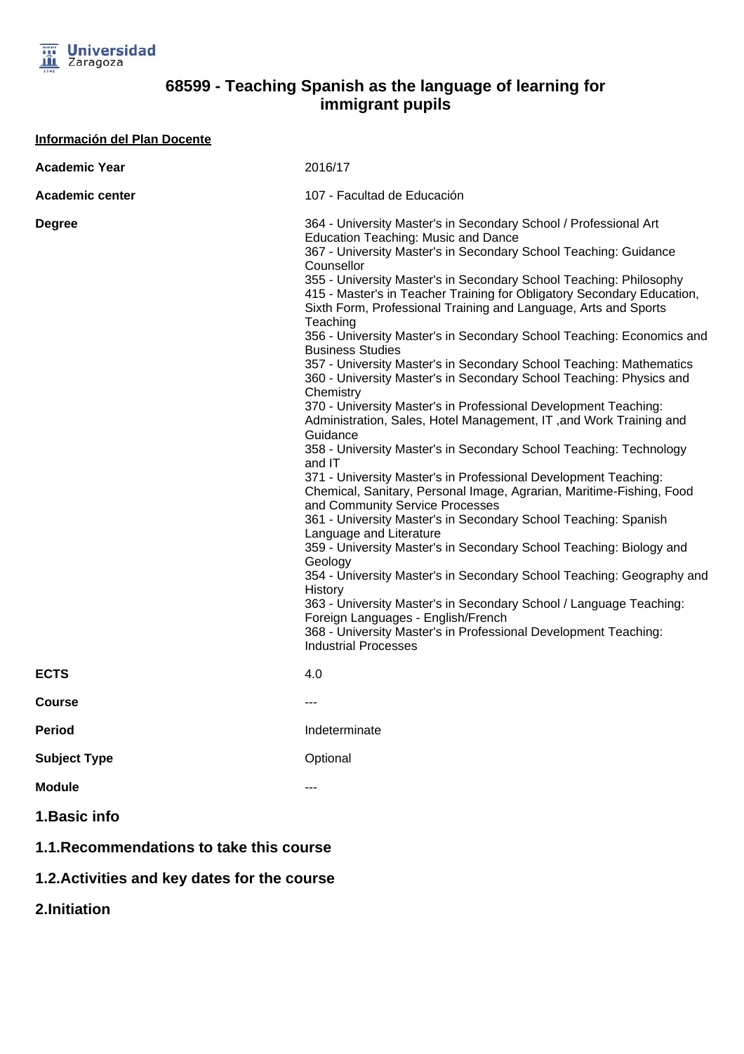# 68599 - Teaching Spanish as the language of learning for immigrant pupils

**Información del Plan Docente**

| | |
|---|---|
| **Academic Year** | 2016/17 |
| **Academic center** | 107 - Facultad de Educación |
| **Degree** | 364 - University Master's in Secondary School / Professional Art Education Teaching: Music and Dance<br>367 - University Master's in Secondary School Teaching: Guidance Counsellor<br>355 - University Master's in Secondary School Teaching: Philosophy<br>415 - Master's in Teacher Training for Obligatory Secondary Education, Sixth Form, Professional Training and Language, Arts and Sports Teaching<br>356 - University Master's in Secondary School Teaching: Economics and Business Studies<br>357 - University Master's in Secondary School Teaching: Mathematics<br>360 - University Master's in Secondary School Teaching: Physics and Chemistry<br>370 - University Master's in Professional Development Teaching: Administration, Sales, Hotel Management, IT ,and Work Training and Guidance<br>358 - University Master's in Secondary School Teaching: Technology and IT<br>371 - University Master's in Professional Development Teaching: Chemical, Sanitary, Personal Image, Agrarian, Maritime-Fishing, Food and Community Service Processes<br>361 - University Master's in Secondary School Teaching: Spanish Language and Literature<br>359 - University Master's in Secondary School Teaching: Biology and Geology<br>354 - University Master's in Secondary School Teaching: Geography and History<br>363 - University Master's in Secondary School / Language Teaching: Foreign Languages - English/French<br>368 - University Master's in Professional Development Teaching: Industrial Processes |
| **ECTS** | 4.0 |
| **Course** | --- |
| **Period** | Indeterminate |
| **Subject Type** | Optional |
| **Module** | --- |

## 1.Basic info

### 1.1.Recommendations to take this course

### 1.2.Activities and key dates for the course

## 2.Initiation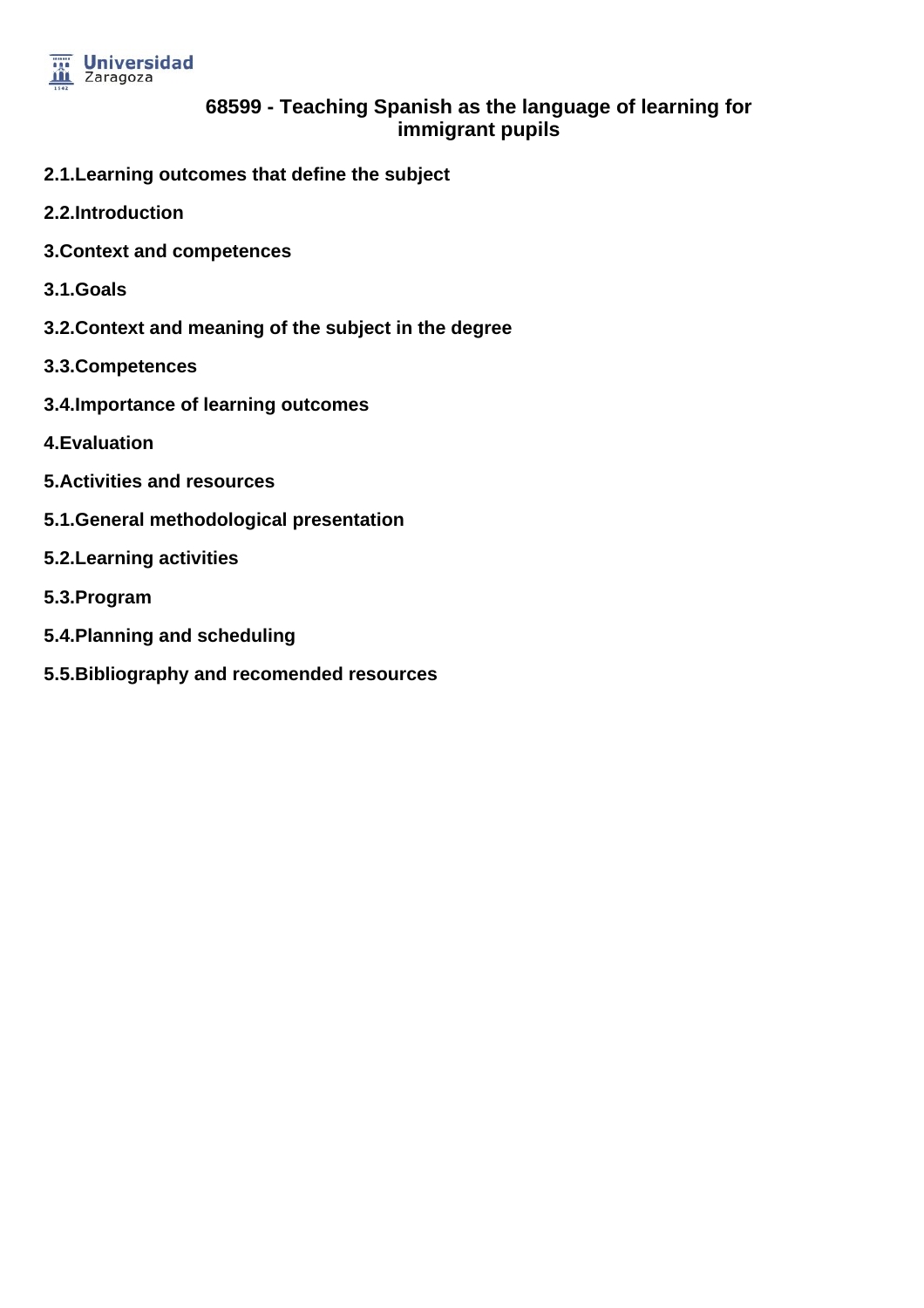# 68599 - Teaching Spanish as the language of learning for immigrant pupils

**2.1.Learning outcomes that define the subject**

**2.2.Introduction**

**3.Context and competences**

**3.1.Goals**

**3.2.Context and meaning of the subject in the degree**

**3.3.Competences**

**3.4.Importance of learning outcomes**

**4.Evaluation**

**5.Activities and resources**

**5.1.General methodological presentation**

**5.2.Learning activities**

**5.3.Program**

**5.4.Planning and scheduling**

**5.5.Bibliography and recomended resources**